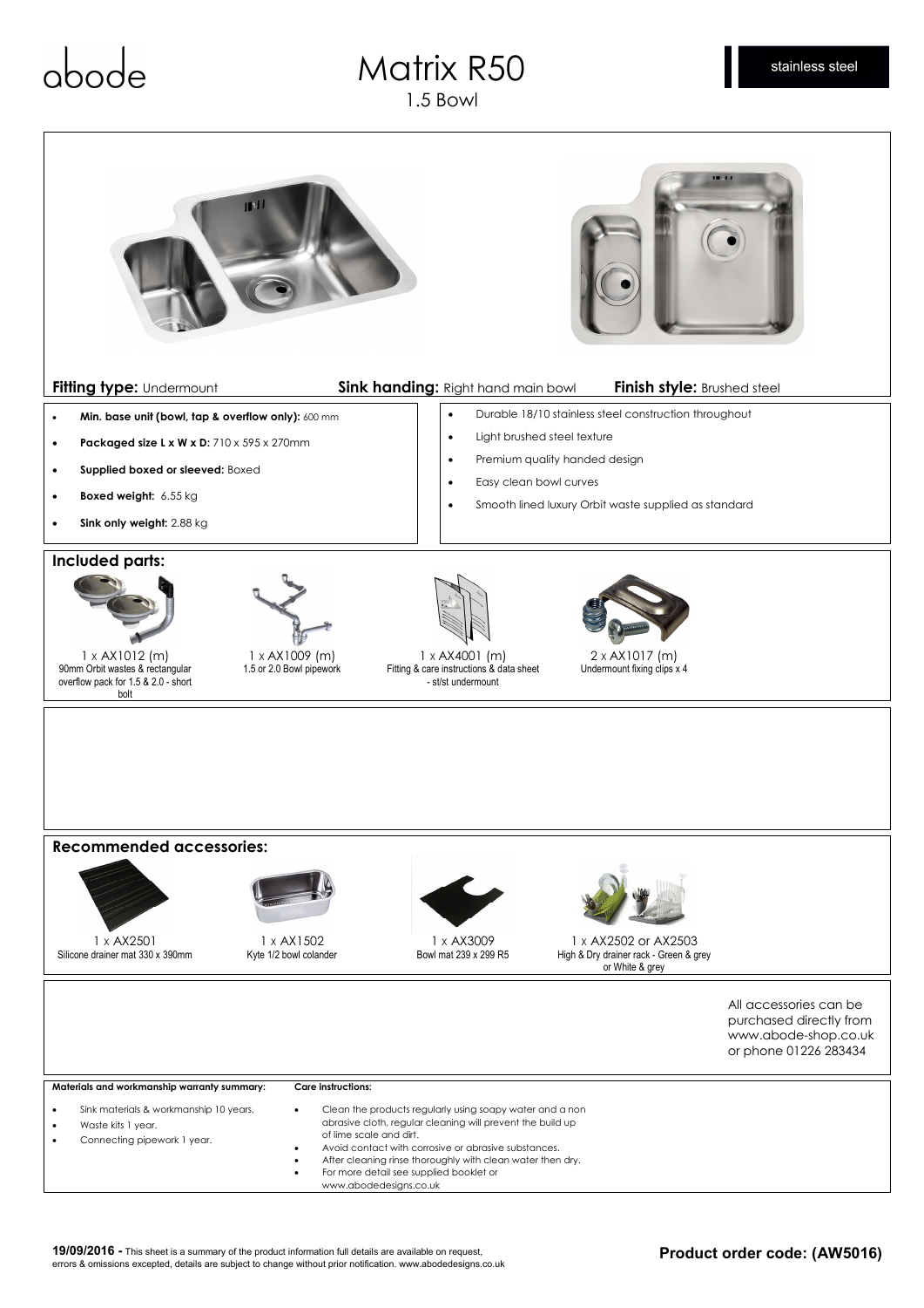abode

# Matrix R50

1.5 Bowl

stainless steel

**Fitting type:** Undermount **Sink handing:** Right hand main bowl **Finish style:** Brushed steel

- **Min. base unit (bowl, tap & overflow only):** 600 mm
- **Packaged size L x W x D:** 710 x 595 x 270mm
- **Supplied boxed or sleeved:** Boxed
- **Boxed weight:** 6.55 kg
- **Sink only weight:** 2.88 kg

- Durable 18/10 stainless steel construction throughout
- Light brushed steel texture
- Premium quality handed design
- Easy clean bowl curves
- Smooth lined luxury Orbit waste supplied as standard

## Included parts:

1 x AX1012 (m)
90mm Orbit wastes & rectangular overflow pack for 1.5 & 2.0 - short bolt

1 x AX1009 (m)
1.5 or 2.0 Bowl pipework

1 x AX4001 (m)
Fitting & care instructions & data sheet - st/st undermount

2 x AX1017 (m)
Undermount fixing clips x 4

## Recommended accessories:

1 x AX2501
Silicone drainer mat 330 x 390mm

1 x AX1502
Kyte 1/2 bowl colander

1 x AX3009
Bowl mat 239 x 299 R5

1 x AX2502 or AX2503
High & Dry drainer rack - Green & grey or White & grey

All accessories can be purchased directly from www.abode-shop.co.uk or phone 01226 283434

**Materials and workmanship warranty summary:**

- Sink materials & workmanship 10 years.
- Waste kits 1 year.
- Connecting pipework 1 year.

**Care instructions:**

- Clean the products regularly using soapy water and a non abrasive cloth, regular cleaning will prevent the build up of lime scale and dirt.
- Avoid contact with corrosive or abrasive substances.
- After cleaning rinse thoroughly with clean water then dry.
- For more detail see supplied booklet or www.abodedesigns.co.uk

**19/09/2016 -** This sheet is a summary of the product information full details are available on request, errors & omissions excepted, details are subject to change without prior notification. www.abodedesigns.co.uk

**Product order code: (AW5016)**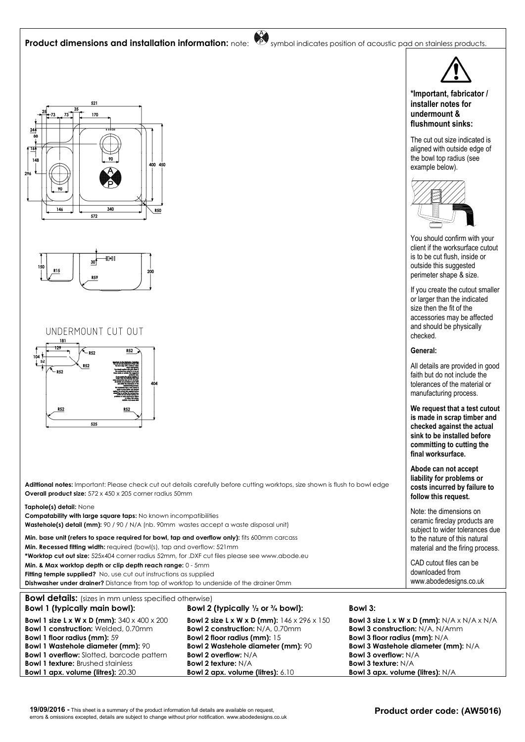**Product dimensions and installation information:** note: symbol indicates position of acoustic pad on stainless products.

521
25
73
73
35
170
24
80
16
148
296
90
90
400
450
146
340
572
R50

150
R15
30
R59
200

UNDERMOUNT CUT OUT

181
129
104
52
R52
R52
R52
R52
404
R52
R52
525

**Adittional notes:** Important: Please check cut out details carefully before cutting worktops, size shown is flush to bowl edge

**Overall product size:** 572 x 450 x 205 corner radius 50mm

**Taphole(s) detail:** None

**Compatability with large square taps:** No known incompatibilities

**Wastehole(s) detail (mm):** 90 / 90 / N/A (nb. 90mm wastes accept a waste disposal unit)

**Min. base unit (refers to space required for bowl, tap and overflow only):** fits 600mm carcass

**Min. Recessed fitting width:** required (bowl(s), tap and overflow: 521mm

***Worktop cut out size:** 525x404 corner radius 52mm, for .DXF cut files please see www.abode.eu

**Min. & Max worktop depth or clip depth reach range:** 0 - 5mm

**Fitting temple supplied?** No, use cut out instructions as supplied

**Dishwasher under drainer?** Distance from top of worktop to underside of the drainer 0mm

**\*Important, fabricator / installer notes for undermount & flushmount sinks:**

The cut out size indicated is aligned with outside edge of the bowl top radius (see example below).

You should confirm with your client if the worksurface cutout is to be cut flush, inside or outside this suggested perimeter shape & size.

If you create the cutout smaller or larger than the indicated size then the fit of the accessories may be affected and should be physically checked.

**General:**

All details are provided in good faith but do not include the tolerances of the material or manufacturing process.

**We request that a test cutout is made in scrap timber and checked against the actual sink to be installed before committing to cutting the final worksurface.**

**Abode can not accept liability for problems or costs incurred by failure to follow this request.**

Note: the dimensions on ceramic fireclay products are subject to wider tolerances due to the nature of this natural material and the firing process.

CAD cutout files can be downloaded from www.abodedesigns.co.uk

## Bowl details: (sizes in mm unless specified otherwise)

| Bowl 1 (typically main bowl): | Bowl 2 (typically ½ or ¾ bowl): | Bowl 3: |
|---|---|---|
| **Bowl 1 size L x W x D (mm):** 340 x 400 x 200 | **Bowl 2 size L x W x D (mm):** 146 x 296 x 150 | **Bowl 3 size L x W x D (mm):** N/A x N/A x N/A |
| **Bowl 1 construction:** Welded, 0.70mm | **Bowl 2 construction:** N/A, 0.70mm | **Bowl 3 construction:** N/A, N/Amm |
| **Bowl 1 floor radius (mm):** 59 | **Bowl 2 floor radius (mm):** 15 | **Bowl 3 floor radius (mm):** N/A |
| **Bowl 1 Wastehole diameter (mm):** 90 | **Bowl 2 Wastehole diameter (mm):** 90 | **Bowl 3 Wastehole diameter (mm):** N/A |
| **Bowl 1 overflow:** Slotted, barcode pattern | **Bowl 2 overflow:** N/A | **Bowl 3 overflow:** N/A |
| **Bowl 1 texture:** Brushed stainless | **Bowl 2 texture:** N/A | **Bowl 3 texture:** N/A |
| **Bowl 1 apx. volume (litres):** 20.30 | **Bowl 2 apx. volume (litres):** 6.10 | **Bowl 3 apx. volume (litres):** N/A |

**19/09/2016 -** This sheet is a summary of the product information full details are available on request, errors & omissions excepted, details are subject to change without prior notification. www.abodedesigns.co.uk

**Product order code: (AW5016)**